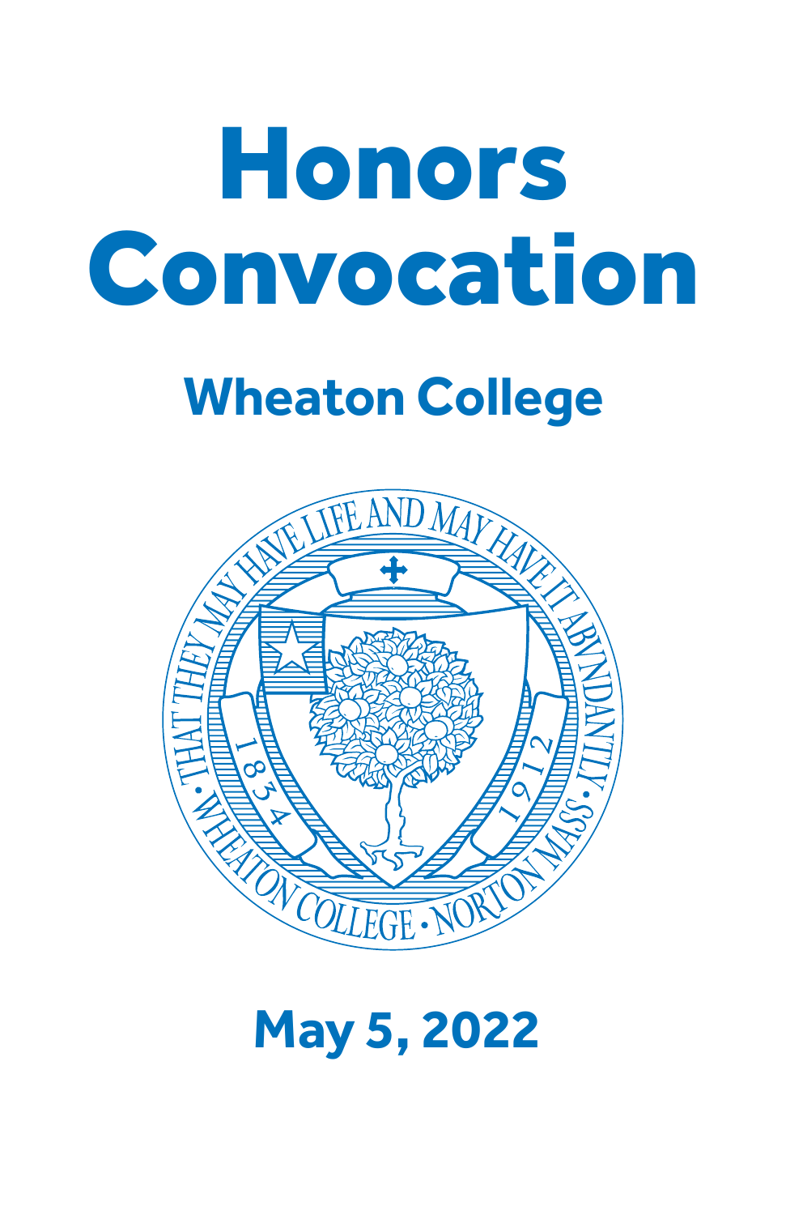# Honors Convocation

## Wheaton College

THAT THEY MAY HAVE LIFE AND MAY HAVE IT ABUNDANTLY · WHEATON COLLEGE · NORTON MASS ·

1834 1912

## May 5, 2022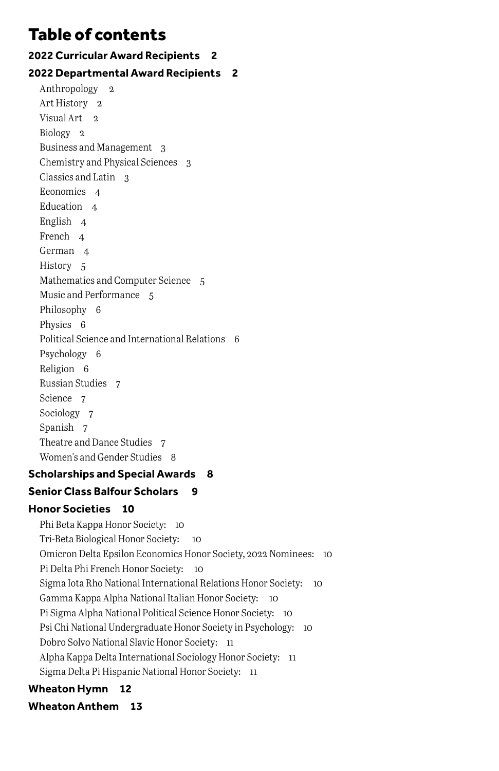# Table of contents

**2022 Curricular Award Recipients 2**

**2022 Departmental Award Recipients 2**

- Anthropology 2
- Art History 2
- Visual Art 2
- Biology 2
- Business and Management 3
- Chemistry and Physical Sciences 3
- Classics and Latin 3
- Economics 4
- Education 4
- English 4
- French 4
- German 4
- History 5
- Mathematics and Computer Science 5
- Music and Performance 5
- Philosophy 6
- Physics 6
- Political Science and International Relations 6
- Psychology 6
- Religion 6
- Russian Studies 7
- Science 7
- Sociology 7
- Spanish 7
- Theatre and Dance Studies 7
- Women's and Gender Studies 8

**Scholarships and Special Awards 8**

**Senior Class Balfour Scholars 9**

**Honor Societies 10**

- Phi Beta Kappa Honor Society: 10
- Tri-Beta Biological Honor Society: 10
- Omicron Delta Epsilon Economics Honor Society, 2022 Nominees: 10
- Pi Delta Phi French Honor Society: 10
- Sigma Iota Rho National International Relations Honor Society: 10
- Gamma Kappa Alpha National Italian Honor Society: 10
- Pi Sigma Alpha National Political Science Honor Society: 10
- Psi Chi National Undergraduate Honor Society in Psychology: 10
- Dobro Solvo National Slavic Honor Society: 11
- Alpha Kappa Delta International Sociology Honor Society: 11
- Sigma Delta Pi Hispanic National Honor Society: 11

**Wheaton Hymn 12**

**Wheaton Anthem 13**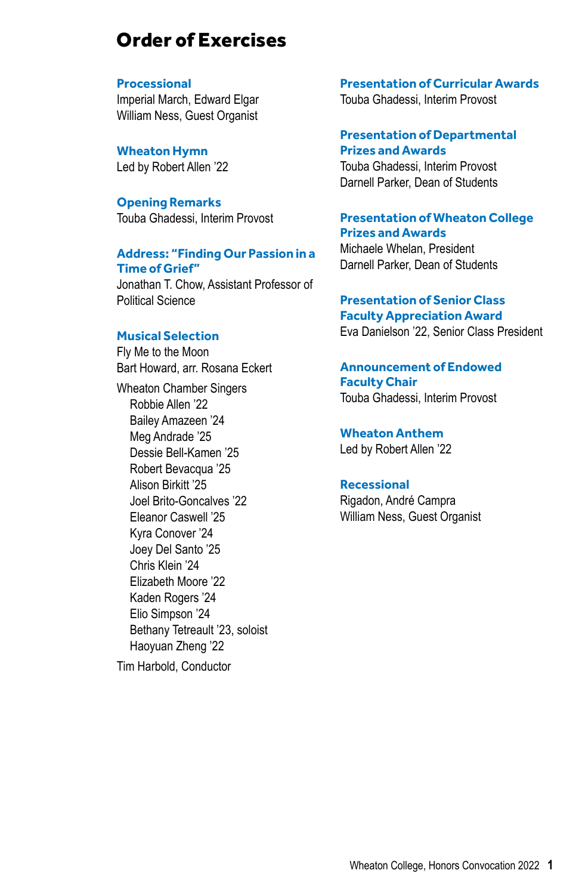# Order of Exercises

### Processional
Imperial March, Edward Elgar
William Ness, Guest Organist

### Wheaton Hymn
Led by Robert Allen '22

### Opening Remarks
Touba Ghadessi, Interim Provost

### Address: "Finding Our Passion in a Time of Grief"
Jonathan T. Chow, Assistant Professor of Political Science

### Musical Selection
Fly Me to the Moon
Bart Howard, arr. Rosana Eckert

Wheaton Chamber Singers

- Robbie Allen '22
- Bailey Amazeen '24
- Meg Andrade '25
- Dessie Bell-Kamen '25
- Robert Bevacqua '25
- Alison Birkitt '25
- Joel Brito-Goncalves '22
- Eleanor Caswell '25
- Kyra Conover '24
- Joey Del Santo '25
- Chris Klein '24
- Elizabeth Moore '22
- Kaden Rogers '24
- Elio Simpson '24
- Bethany Tetreault '23, soloist
- Haoyuan Zheng '22

Tim Harbold, Conductor

### Presentation of Curricular Awards
Touba Ghadessi, Interim Provost

### Presentation of Departmental Prizes and Awards
Touba Ghadessi, Interim Provost
Darnell Parker, Dean of Students

### Presentation of Wheaton College Prizes and Awards
Michaele Whelan, President
Darnell Parker, Dean of Students

### Presentation of Senior Class Faculty Appreciation Award
Eva Danielson '22, Senior Class President

### Announcement of Endowed Faculty Chair
Touba Ghadessi, Interim Provost

### Wheaton Anthem
Led by Robert Allen '22

### Recessional
Rigadon, André Campra
William Ness, Guest Organist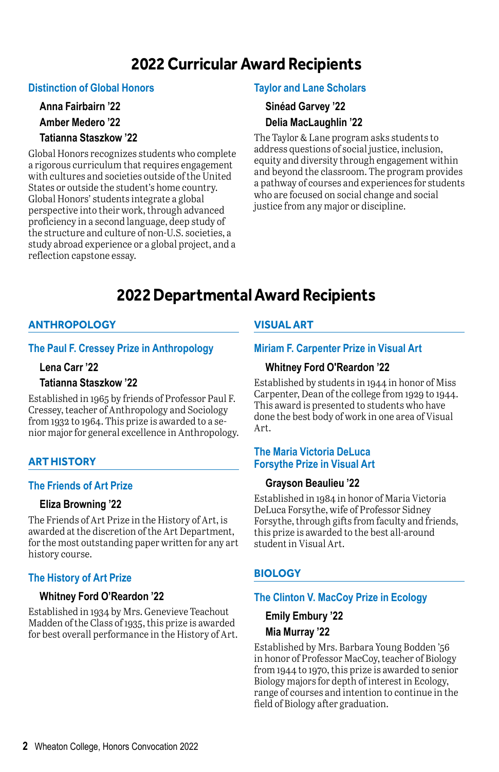# 2022 Curricular Award Recipients

### Distinction of Global Honors

**Anna Fairbairn ’22**

**Amber Medero ’22**

**Tatianna Staszkow ’22**

Global Honors recognizes students who complete a rigorous curriculum that requires engagement with cultures and societies outside of the United States or outside the student’s home country. Global Honors’ students integrate a global perspective into their work, through advanced proficiency in a second language, deep study of the structure and culture of non-U.S. societies, a study abroad experience or a global project, and a reflection capstone essay.

### Taylor and Lane Scholars

**Sinéad Garvey ’22**

**Delia MacLaughlin ’22**

The Taylor & Lane program asks students to address questions of social justice, inclusion, equity and diversity through engagement within and beyond the classroom. The program provides a pathway of courses and experiences for students who are focused on social change and social justice from any major or discipline.

# 2022 Departmental Award Recipients

## ANTHROPOLOGY

### The Paul F. Cressey Prize in Anthropology

**Lena Carr ’22**

**Tatianna Staszkow ’22**

Established in 1965 by friends of Professor Paul F. Cressey, teacher of Anthropology and Sociology from 1932 to 1964. This prize is awarded to a senior major for general excellence in Anthropology.

## ART HISTORY

### The Friends of Art Prize

**Eliza Browning ’22**

The Friends of Art Prize in the History of Art, is awarded at the discretion of the Art Department, for the most outstanding paper written for any art history course.

### The History of Art Prize

**Whitney Ford O’Reardon ’22**

Established in 1934 by Mrs. Genevieve Teachout Madden of the Class of 1935, this prize is awarded for best overall performance in the History of Art.

## VISUAL ART

### Miriam F. Carpenter Prize in Visual Art

**Whitney Ford O'Reardon ’22**

Established by students in 1944 in honor of Miss Carpenter, Dean of the college from 1929 to 1944. This award is presented to students who have done the best body of work in one area of Visual Art.

### The Maria Victoria DeLuca Forsythe Prize in Visual Art

**Grayson Beaulieu ’22**

Established in 1984 in honor of Maria Victoria DeLuca Forsythe, wife of Professor Sidney Forsythe, through gifts from faculty and friends, this prize is awarded to the best all-around student in Visual Art.

## BIOLOGY

### The Clinton V. MacCoy Prize in Ecology

**Emily Embury ’22**

**Mia Murray ’22**

Established by Mrs. Barbara Young Bodden ’56 in honor of Professor MacCoy, teacher of Biology from 1944 to 1970, this prize is awarded to senior Biology majors for depth of interest in Ecology, range of courses and intention to continue in the field of Biology after graduation.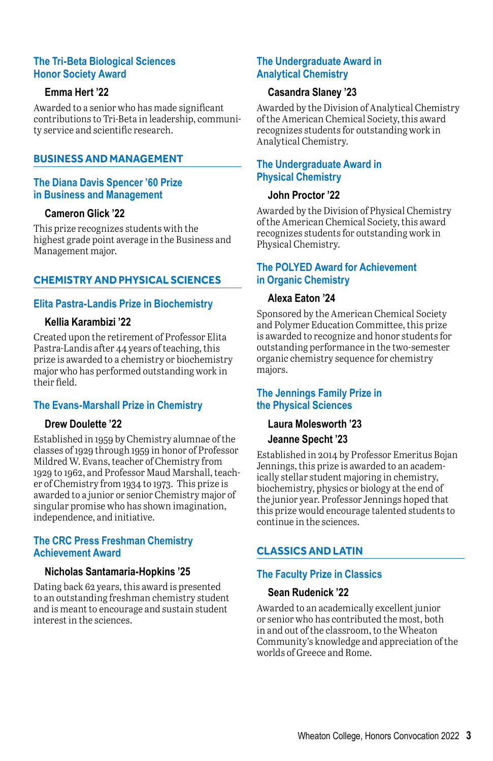### The Tri-Beta Biological Sciences Honor Society Award

**Emma Hert '22**

Awarded to a senior who has made significant contributions to Tri-Beta in leadership, community service and scientific research.

## BUSINESS AND MANAGEMENT

### The Diana Davis Spencer '60 Prize in Business and Management

**Cameron Glick '22**

This prize recognizes students with the highest grade point average in the Business and Management major.

## CHEMISTRY AND PHYSICAL SCIENCES

### Elita Pastra-Landis Prize in Biochemistry

**Kellia Karambizi '22**

Created upon the retirement of Professor Elita Pastra-Landis after 44 years of teaching, this prize is awarded to a chemistry or biochemistry major who has performed outstanding work in their field.

### The Evans-Marshall Prize in Chemistry

**Drew Doulette '22**

Established in 1959 by Chemistry alumnae of the classes of 1929 through 1959 in honor of Professor Mildred W. Evans, teacher of Chemistry from 1929 to 1962, and Professor Maud Marshall, teacher of Chemistry from 1934 to 1973. This prize is awarded to a junior or senior Chemistry major of singular promise who has shown imagination, independence, and initiative.

### The CRC Press Freshman Chemistry Achievement Award

**Nicholas Santamaria-Hopkins '25**

Dating back 62 years, this award is presented to an outstanding freshman chemistry student and is meant to encourage and sustain student interest in the sciences.

### The Undergraduate Award in Analytical Chemistry

**Casandra Slaney '23**

Awarded by the Division of Analytical Chemistry of the American Chemical Society, this award recognizes students for outstanding work in Analytical Chemistry.

### The Undergraduate Award in Physical Chemistry

**John Proctor '22**

Awarded by the Division of Physical Chemistry of the American Chemical Society, this award recognizes students for outstanding work in Physical Chemistry.

### The POLYED Award for Achievement in Organic Chemistry

**Alexa Eaton '24**

Sponsored by the American Chemical Society and Polymer Education Committee, this prize is awarded to recognize and honor students for outstanding performance in the two-semester organic chemistry sequence for chemistry majors.

### The Jennings Family Prize in the Physical Sciences

**Laura Molesworth '23**

**Jeanne Specht '23**

Established in 2014 by Professor Emeritus Bojan Jennings, this prize is awarded to an academically stellar student majoring in chemistry, biochemistry, physics or biology at the end of the junior year. Professor Jennings hoped that this prize would encourage talented students to continue in the sciences.

## CLASSICS AND LATIN

### The Faculty Prize in Classics

**Sean Rudenick '22**

Awarded to an academically excellent junior or senior who has contributed the most, both in and out of the classroom, to the Wheaton Community's knowledge and appreciation of the worlds of Greece and Rome.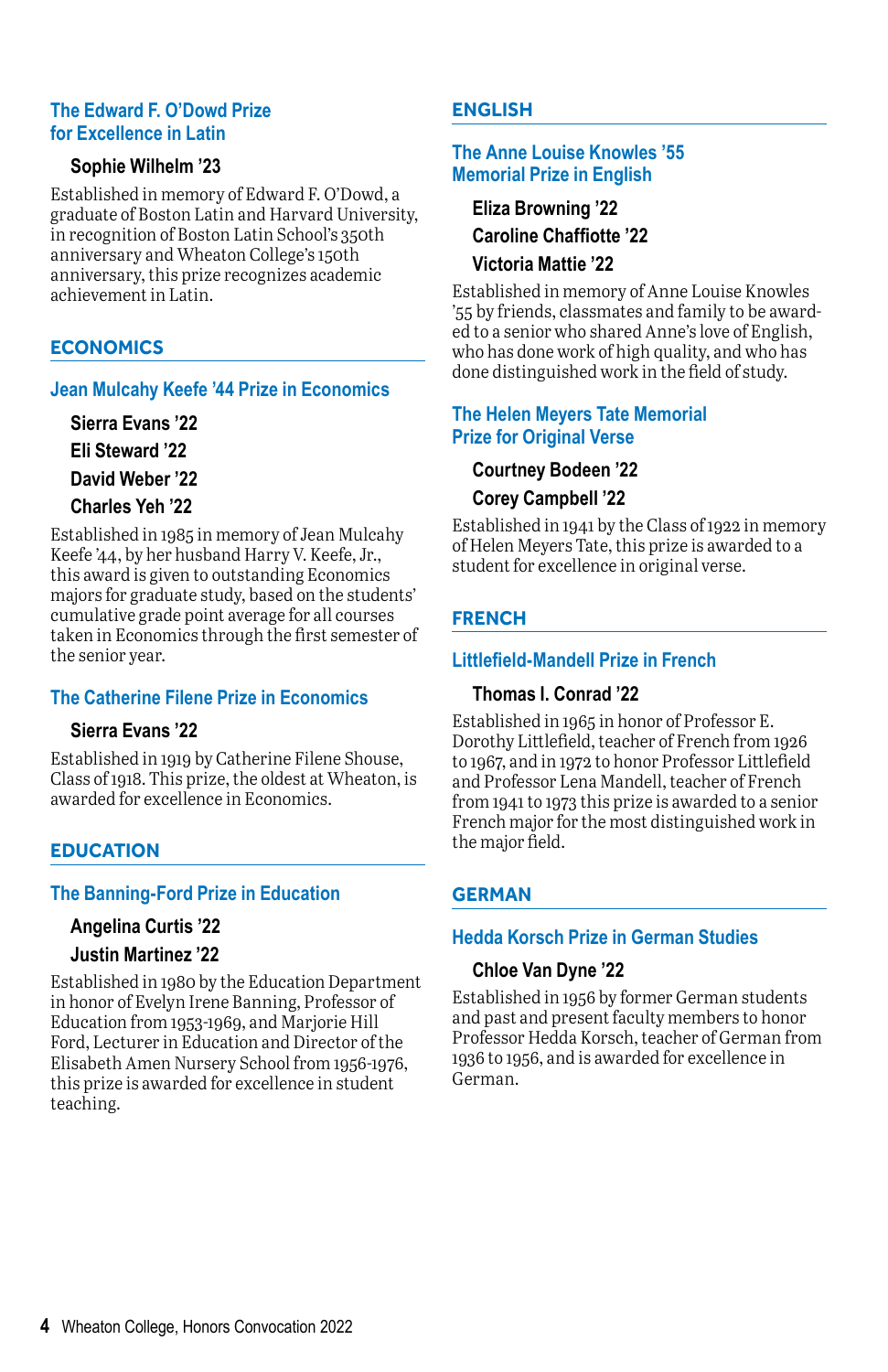### The Edward F. O'Dowd Prize for Excellence in Latin

**Sophie Wilhelm '23**

Established in memory of Edward F. O'Dowd, a graduate of Boston Latin and Harvard University, in recognition of Boston Latin School's 350th anniversary and Wheaton College's 150th anniversary, this prize recognizes academic achievement in Latin.

## ECONOMICS

### Jean Mulcahy Keefe '44 Prize in Economics

**Sierra Evans '22**
**Eli Steward '22**
**David Weber '22**
**Charles Yeh '22**

Established in 1985 in memory of Jean Mulcahy Keefe '44, by her husband Harry V. Keefe, Jr., this award is given to outstanding Economics majors for graduate study, based on the students' cumulative grade point average for all courses taken in Economics through the first semester of the senior year.

### The Catherine Filene Prize in Economics

**Sierra Evans '22**

Established in 1919 by Catherine Filene Shouse, Class of 1918. This prize, the oldest at Wheaton, is awarded for excellence in Economics.

## EDUCATION

### The Banning-Ford Prize in Education

**Angelina Curtis '22**
**Justin Martinez '22**

Established in 1980 by the Education Department in honor of Evelyn Irene Banning, Professor of Education from 1953-1969, and Marjorie Hill Ford, Lecturer in Education and Director of the Elisabeth Amen Nursery School from 1956-1976, this prize is awarded for excellence in student teaching.

## ENGLISH

### The Anne Louise Knowles '55 Memorial Prize in English

**Eliza Browning '22**
**Caroline Chaffiotte '22**
**Victoria Mattie '22**

Established in memory of Anne Louise Knowles '55 by friends, classmates and family to be awarded to a senior who shared Anne's love of English, who has done work of high quality, and who has done distinguished work in the field of study.

### The Helen Meyers Tate Memorial Prize for Original Verse

**Courtney Bodeen '22**
**Corey Campbell '22**

Established in 1941 by the Class of 1922 in memory of Helen Meyers Tate, this prize is awarded to a student for excellence in original verse.

## FRENCH

### Littlefield-Mandell Prize in French

**Thomas I. Conrad '22**

Established in 1965 in honor of Professor E. Dorothy Littlefield, teacher of French from 1926 to 1967, and in 1972 to honor Professor Littlefield and Professor Lena Mandell, teacher of French from 1941 to 1973 this prize is awarded to a senior French major for the most distinguished work in the major field.

## GERMAN

### Hedda Korsch Prize in German Studies

**Chloe Van Dyne '22**

Established in 1956 by former German students and past and present faculty members to honor Professor Hedda Korsch, teacher of German from 1936 to 1956, and is awarded for excellence in German.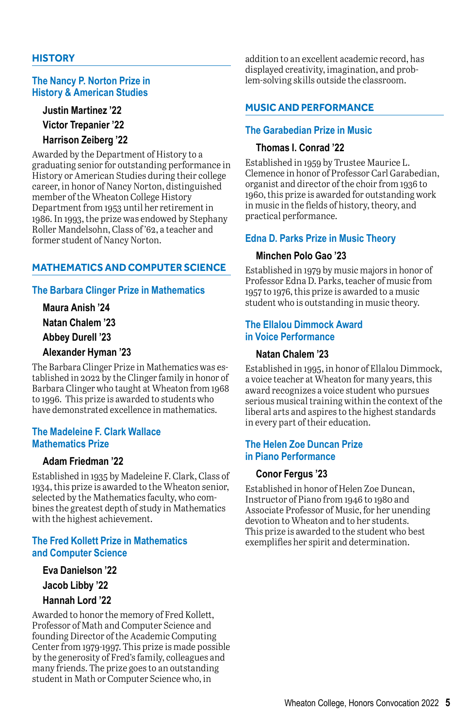## HISTORY

### The Nancy P. Norton Prize in History & American Studies

**Justin Martinez '22**

**Victor Trepanier '22**

**Harrison Zeiberg '22**

Awarded by the Department of History to a graduating senior for outstanding performance in History or American Studies during their college career, in honor of Nancy Norton, distinguished member of the Wheaton College History Department from 1953 until her retirement in 1986. In 1993, the prize was endowed by Stephany Roller Mandelsohn, Class of '62, a teacher and former student of Nancy Norton.

## MATHEMATICS AND COMPUTER SCIENCE

### The Barbara Clinger Prize in Mathematics

**Maura Anish '24**

**Natan Chalem '23**

**Abbey Durell '23**

**Alexander Hyman '23**

The Barbara Clinger Prize in Mathematics was established in 2022 by the Clinger family in honor of Barbara Clinger who taught at Wheaton from 1968 to 1996. This prize is awarded to students who have demonstrated excellence in mathematics.

### The Madeleine F. Clark Wallace Mathematics Prize

**Adam Friedman '22**

Established in 1935 by Madeleine F. Clark, Class of 1934, this prize is awarded to the Wheaton senior, selected by the Mathematics faculty, who combines the greatest depth of study in Mathematics with the highest achievement.

### The Fred Kollett Prize in Mathematics and Computer Science

**Eva Danielson '22**

**Jacob Libby '22**

**Hannah Lord '22**

Awarded to honor the memory of Fred Kollett, Professor of Math and Computer Science and founding Director of the Academic Computing Center from 1979-1997. This prize is made possible by the generosity of Fred's family, colleagues and many friends. The prize goes to an outstanding student in Math or Computer Science who, in addition to an excellent academic record, has displayed creativity, imagination, and problem-solving skills outside the classroom.

## MUSIC AND PERFORMANCE

### The Garabedian Prize in Music

**Thomas I. Conrad '22**

Established in 1959 by Trustee Maurice L. Clemence in honor of Professor Carl Garabedian, organist and director of the choir from 1936 to 1960, this prize is awarded for outstanding work in music in the fields of history, theory, and practical performance.

### Edna D. Parks Prize in Music Theory

**Minchen Polo Gao '23**

Established in 1979 by music majors in honor of Professor Edna D. Parks, teacher of music from 1957 to 1976, this prize is awarded to a music student who is outstanding in music theory.

### The Ellalou Dimmock Award in Voice Performance

**Natan Chalem '23**

Established in 1995, in honor of Ellalou Dimmock, a voice teacher at Wheaton for many years, this award recognizes a voice student who pursues serious musical training within the context of the liberal arts and aspires to the highest standards in every part of their education.

### The Helen Zoe Duncan Prize in Piano Performance

**Conor Fergus '23**

Established in honor of Helen Zoe Duncan, Instructor of Piano from 1946 to 1980 and Associate Professor of Music, for her unending devotion to Wheaton and to her students. This prize is awarded to the student who best exemplifies her spirit and determination.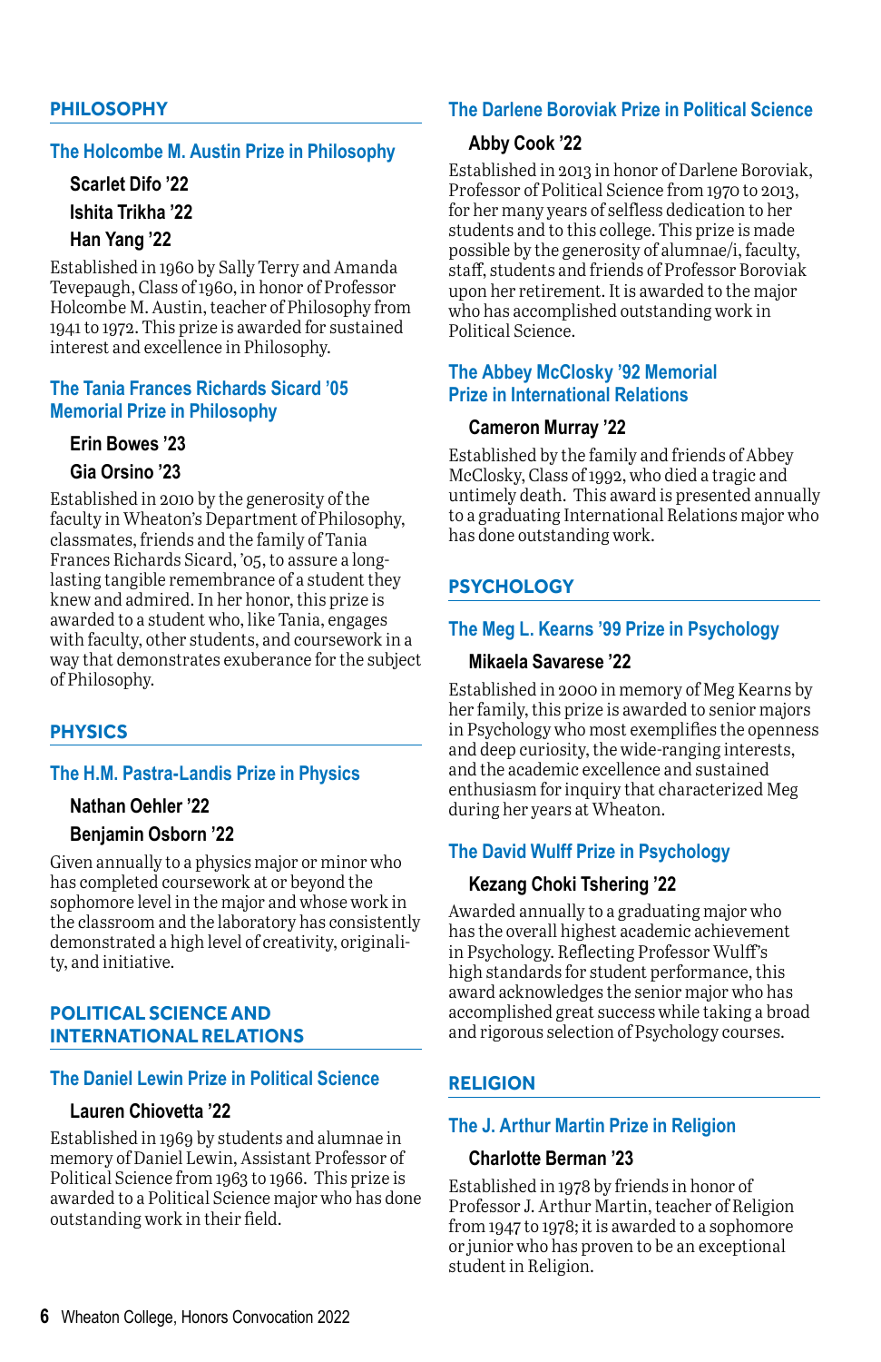## PHILOSOPHY

### The Holcombe M. Austin Prize in Philosophy

**Scarlet Difo '22**

**Ishita Trikha '22**

**Han Yang '22**

Established in 1960 by Sally Terry and Amanda Tevepaugh, Class of 1960, in honor of Professor Holcombe M. Austin, teacher of Philosophy from 1941 to 1972. This prize is awarded for sustained interest and excellence in Philosophy.

### The Tania Frances Richards Sicard '05 Memorial Prize in Philosophy

**Erin Bowes '23**

**Gia Orsino '23**

Established in 2010 by the generosity of the faculty in Wheaton's Department of Philosophy, classmates, friends and the family of Tania Frances Richards Sicard, '05, to assure a long-lasting tangible remembrance of a student they knew and admired. In her honor, this prize is awarded to a student who, like Tania, engages with faculty, other students, and coursework in a way that demonstrates exuberance for the subject of Philosophy.

## PHYSICS

### The H.M. Pastra-Landis Prize in Physics

**Nathan Oehler '22**

**Benjamin Osborn '22**

Given annually to a physics major or minor who has completed coursework at or beyond the sophomore level in the major and whose work in the classroom and the laboratory has consistently demonstrated a high level of creativity, originality, and initiative.

## POLITICAL SCIENCE AND INTERNATIONAL RELATIONS

### The Daniel Lewin Prize in Political Science

**Lauren Chiovetta '22**

Established in 1969 by students and alumnae in memory of Daniel Lewin, Assistant Professor of Political Science from 1963 to 1966. This prize is awarded to a Political Science major who has done outstanding work in their field.

### The Darlene Boroviak Prize in Political Science

**Abby Cook '22**

Established in 2013 in honor of Darlene Boroviak, Professor of Political Science from 1970 to 2013, for her many years of selfless dedication to her students and to this college. This prize is made possible by the generosity of alumnae/i, faculty, staff, students and friends of Professor Boroviak upon her retirement. It is awarded to the major who has accomplished outstanding work in Political Science.

### The Abbey McClosky '92 Memorial Prize in International Relations

**Cameron Murray '22**

Established by the family and friends of Abbey McClosky, Class of 1992, who died a tragic and untimely death. This award is presented annually to a graduating International Relations major who has done outstanding work.

## PSYCHOLOGY

### The Meg L. Kearns '99 Prize in Psychology

**Mikaela Savarese '22**

Established in 2000 in memory of Meg Kearns by her family, this prize is awarded to senior majors in Psychology who most exemplifies the openness and deep curiosity, the wide-ranging interests, and the academic excellence and sustained enthusiasm for inquiry that characterized Meg during her years at Wheaton.

### The David Wulff Prize in Psychology

**Kezang Choki Tshering '22**

Awarded annually to a graduating major who has the overall highest academic achievement in Psychology. Reflecting Professor Wulff's high standards for student performance, this award acknowledges the senior major who has accomplished great success while taking a broad and rigorous selection of Psychology courses.

## RELIGION

### The J. Arthur Martin Prize in Religion

**Charlotte Berman '23**

Established in 1978 by friends in honor of Professor J. Arthur Martin, teacher of Religion from 1947 to 1978; it is awarded to a sophomore or junior who has proven to be an exceptional student in Religion.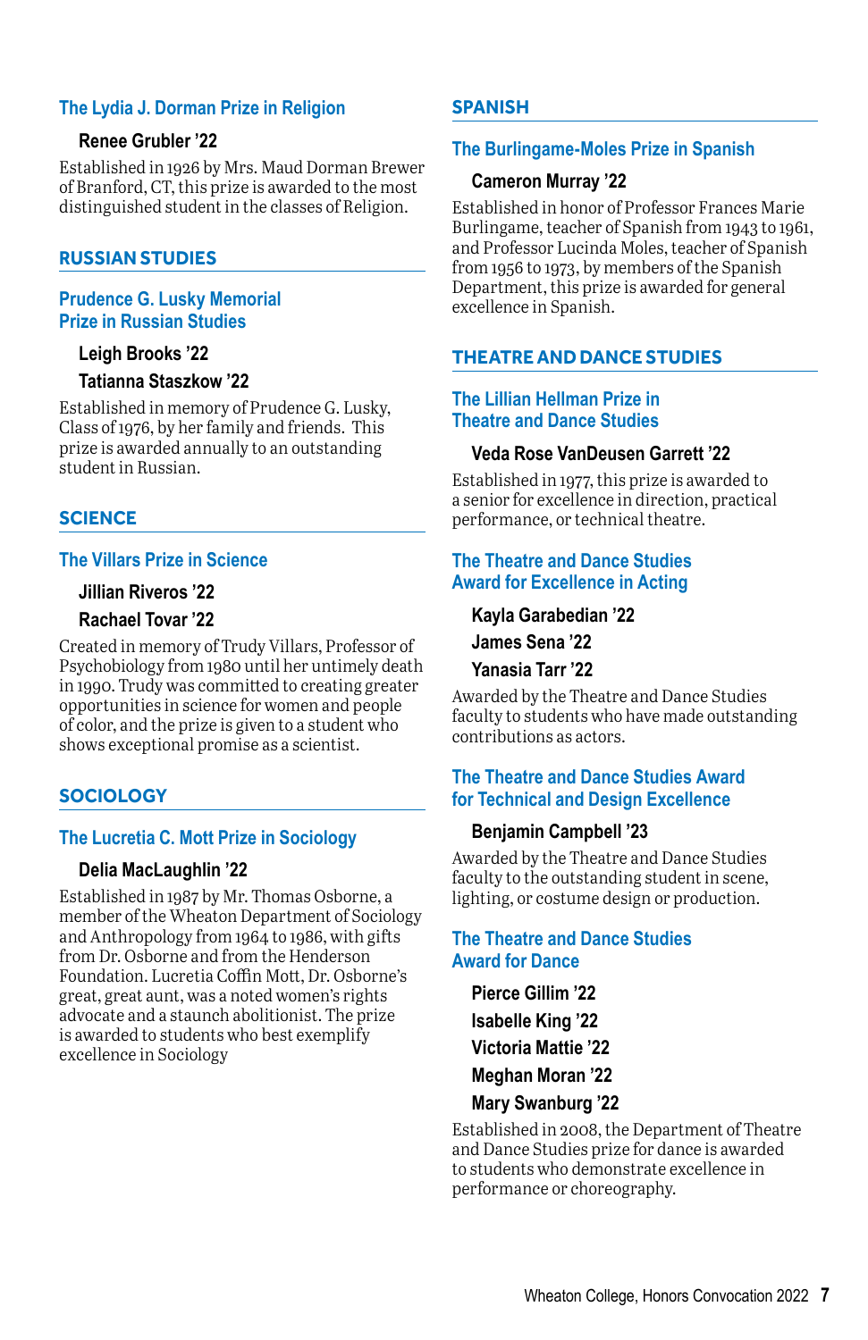### The Lydia J. Dorman Prize in Religion

**Renee Grubler ’22**

Established in 1926 by Mrs. Maud Dorman Brewer of Branford, CT, this prize is awarded to the most distinguished student in the classes of Religion.

## RUSSIAN STUDIES

### Prudence G. Lusky Memorial Prize in Russian Studies

**Leigh Brooks ’22**

**Tatianna Staszkow ’22**

Established in memory of Prudence G. Lusky, Class of 1976, by her family and friends. This prize is awarded annually to an outstanding student in Russian.

## SCIENCE

### The Villars Prize in Science

**Jillian Riveros ’22**

**Rachael Tovar ’22**

Created in memory of Trudy Villars, Professor of Psychobiology from 1980 until her untimely death in 1990. Trudy was committed to creating greater opportunities in science for women and people of color, and the prize is given to a student who shows exceptional promise as a scientist.

## SOCIOLOGY

### The Lucretia C. Mott Prize in Sociology

**Delia MacLaughlin ’22**

Established in 1987 by Mr. Thomas Osborne, a member of the Wheaton Department of Sociology and Anthropology from 1964 to 1986, with gifts from Dr. Osborne and from the Henderson Foundation. Lucretia Coffin Mott, Dr. Osborne’s great, great aunt, was a noted women’s rights advocate and a staunch abolitionist. The prize is awarded to students who best exemplify excellence in Sociology

## SPANISH

### The Burlingame-Moles Prize in Spanish

**Cameron Murray ’22**

Established in honor of Professor Frances Marie Burlingame, teacher of Spanish from 1943 to 1961, and Professor Lucinda Moles, teacher of Spanish from 1956 to 1973, by members of the Spanish Department, this prize is awarded for general excellence in Spanish.

## THEATRE AND DANCE STUDIES

### The Lillian Hellman Prize in Theatre and Dance Studies

**Veda Rose VanDeusen Garrett ’22**

Established in 1977, this prize is awarded to a senior for excellence in direction, practical performance, or technical theatre.

### The Theatre and Dance Studies Award for Excellence in Acting

**Kayla Garabedian ’22**

**James Sena ’22**

**Yanasia Tarr ’22**

Awarded by the Theatre and Dance Studies faculty to students who have made outstanding contributions as actors.

### The Theatre and Dance Studies Award for Technical and Design Excellence

**Benjamin Campbell ’23**

Awarded by the Theatre and Dance Studies faculty to the outstanding student in scene, lighting, or costume design or production.

### The Theatre and Dance Studies Award for Dance

**Pierce Gillim ’22**

**Isabelle King ’22**

**Victoria Mattie ’22**

**Meghan Moran ’22**

**Mary Swanburg ’22**

Established in 2008, the Department of Theatre and Dance Studies prize for dance is awarded to students who demonstrate excellence in performance or choreography.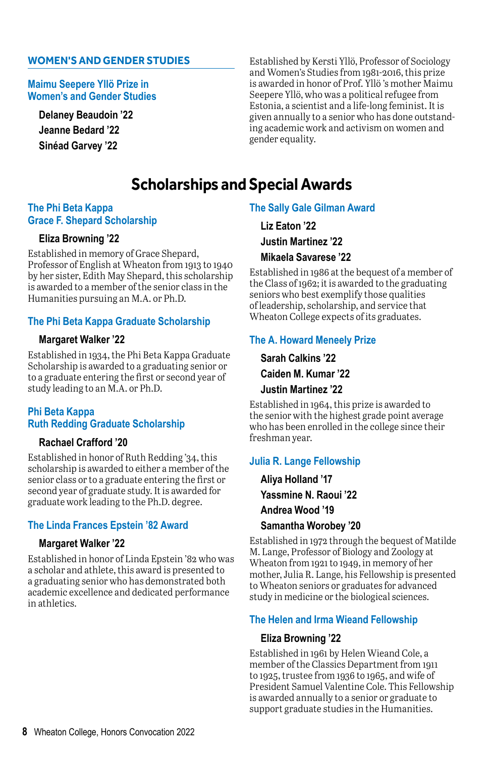## WOMEN'S AND GENDER STUDIES

### Maimu Seepere Yllö Prize in Women's and Gender Studies

**Delaney Beaudoin '22**
**Jeanne Bedard '22**
**Sinéad Garvey '22**

Established by Kersti Yllö, Professor of Sociology and Women's Studies from 1981-2016, this prize is awarded in honor of Prof. Yllö 's mother Maimu Seepere Yllö, who was a political refugee from Estonia, a scientist and a life-long feminist. It is given annually to a senior who has done outstanding academic work and activism on women and gender equality.

# Scholarships and Special Awards

### The Phi Beta Kappa Grace F. Shepard Scholarship

**Eliza Browning '22**

Established in memory of Grace Shepard, Professor of English at Wheaton from 1913 to 1940 by her sister, Edith May Shepard, this scholarship is awarded to a member of the senior class in the Humanities pursuing an M.A. or Ph.D.

### The Phi Beta Kappa Graduate Scholarship

**Margaret Walker '22**

Established in 1934, the Phi Beta Kappa Graduate Scholarship is awarded to a graduating senior or to a graduate entering the first or second year of study leading to an M.A. or Ph.D.

### Phi Beta Kappa Ruth Redding Graduate Scholarship

**Rachael Crafford '20**

Established in honor of Ruth Redding '34, this scholarship is awarded to either a member of the senior class or to a graduate entering the first or second year of graduate study. It is awarded for graduate work leading to the Ph.D. degree.

### The Linda Frances Epstein '82 Award

**Margaret Walker '22**

Established in honor of Linda Epstein '82 who was a scholar and athlete, this award is presented to a graduating senior who has demonstrated both academic excellence and dedicated performance in athletics.

### The Sally Gale Gilman Award

**Liz Eaton '22**
**Justin Martinez '22**
**Mikaela Savarese '22**

Established in 1986 at the bequest of a member of the Class of 1962; it is awarded to the graduating seniors who best exemplify those qualities of leadership, scholarship, and service that Wheaton College expects of its graduates.

### The A. Howard Meneely Prize

**Sarah Calkins '22**
**Caiden M. Kumar '22**
**Justin Martinez '22**

Established in 1964, this prize is awarded to the senior with the highest grade point average who has been enrolled in the college since their freshman year.

### Julia R. Lange Fellowship

**Aliya Holland '17**
**Yassmine N. Raoui '22**
**Andrea Wood '19**
**Samantha Worobey '20**

Established in 1972 through the bequest of Matilde M. Lange, Professor of Biology and Zoology at Wheaton from 1921 to 1949, in memory of her mother, Julia R. Lange, his Fellowship is presented to Wheaton seniors or graduates for advanced study in medicine or the biological sciences.

### The Helen and Irma Wieand Fellowship

**Eliza Browning '22**

Established in 1961 by Helen Wieand Cole, a member of the Classics Department from 1911 to 1925, trustee from 1936 to 1965, and wife of President Samuel Valentine Cole. This Fellowship is awarded annually to a senior or graduate to support graduate studies in the Humanities.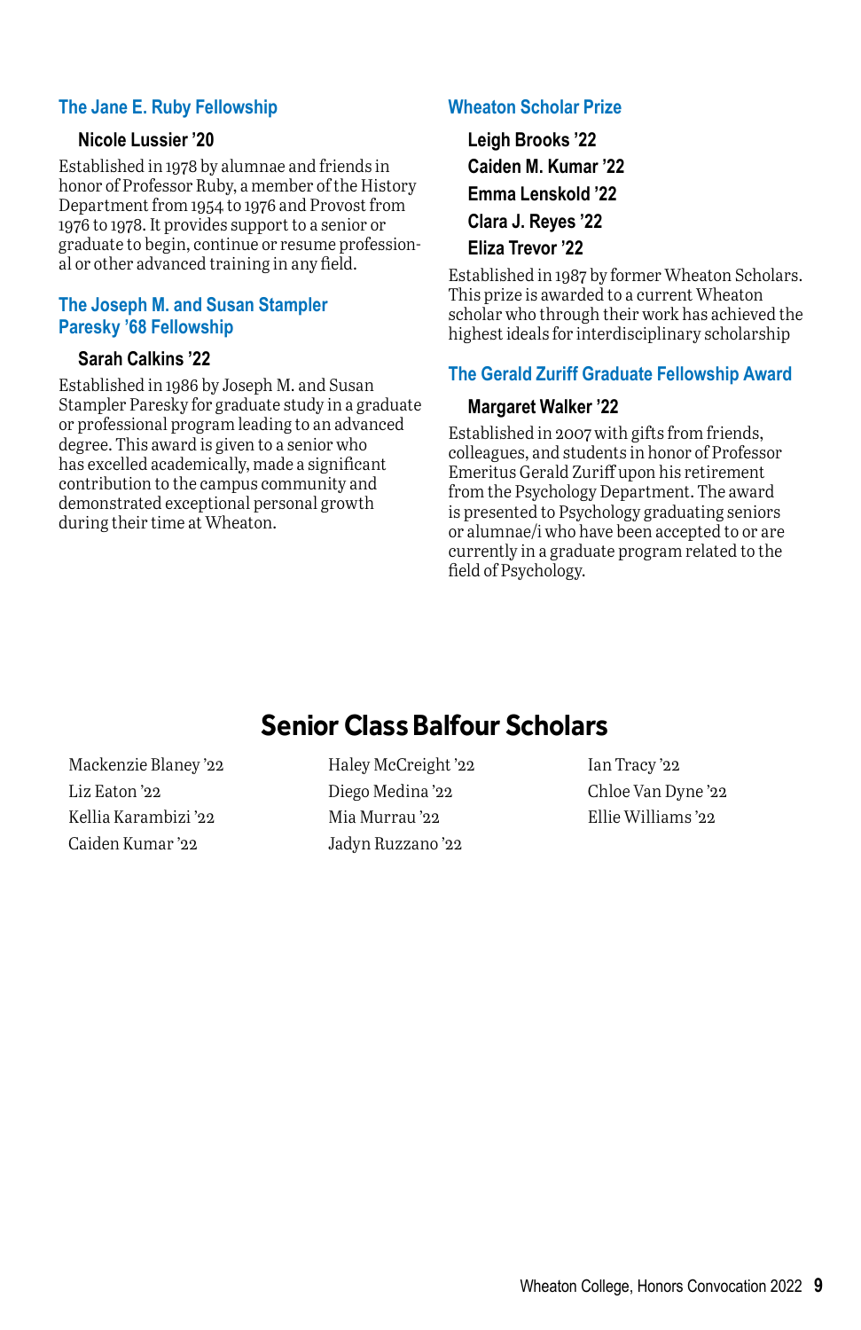### The Jane E. Ruby Fellowship

**Nicole Lussier ’20**

Established in 1978 by alumnae and friends in honor of Professor Ruby, a member of the History Department from 1954 to 1976 and Provost from 1976 to 1978. It provides support to a senior or graduate to begin, continue or resume professional or other advanced training in any field.

### The Joseph M. and Susan Stampler Paresky ’68 Fellowship

**Sarah Calkins ’22**

Established in 1986 by Joseph M. and Susan Stampler Paresky for graduate study in a graduate or professional program leading to an advanced degree. This award is given to a senior who has excelled academically, made a significant contribution to the campus community and demonstrated exceptional personal growth during their time at Wheaton.

### Wheaton Scholar Prize

**Leigh Brooks ’22**
**Caiden M. Kumar ’22**
**Emma Lenskold ’22**
**Clara J. Reyes ’22**
**Eliza Trevor ’22**

Established in 1987 by former Wheaton Scholars. This prize is awarded to a current Wheaton scholar who through their work has achieved the highest ideals for interdisciplinary scholarship

### The Gerald Zuriff Graduate Fellowship Award

**Margaret Walker ’22**

Established in 2007 with gifts from friends, colleagues, and students in honor of Professor Emeritus Gerald Zuriff upon his retirement from the Psychology Department. The award is presented to Psychology graduating seniors or alumnae/i who have been accepted to or are currently in a graduate program related to the field of Psychology.

## Senior Class Balfour Scholars

Mackenzie Blaney ’22
Liz Eaton ’22
Kellia Karambizi ’22
Caiden Kumar ’22
Haley McCreight ’22
Diego Medina ’22
Mia Murrau ’22
Jadyn Ruzzano ’22
Ian Tracy ’22
Chloe Van Dyne ’22
Ellie Williams ’22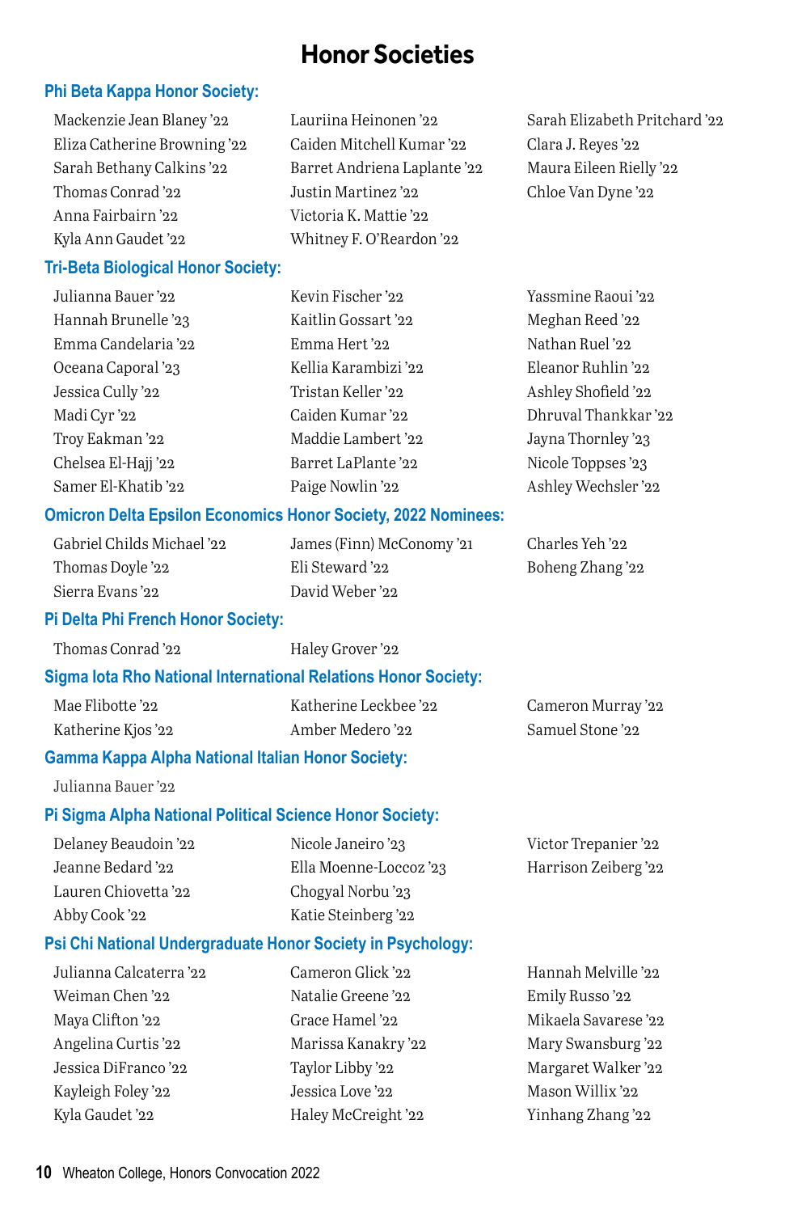# Honor Societies

## Phi Beta Kappa Honor Society:

Mackenzie Jean Blaney '22
Eliza Catherine Browning '22
Sarah Bethany Calkins '22
Thomas Conrad '22
Anna Fairbairn '22
Kyla Ann Gaudet '22
Lauriina Heinonen '22
Caiden Mitchell Kumar '22
Barret Andriena Laplante '22
Justin Martinez '22
Victoria K. Mattie '22
Whitney F. O'Reardon '22
Sarah Elizabeth Pritchard '22
Clara J. Reyes '22
Maura Eileen Rielly '22
Chloe Van Dyne '22

## Tri-Beta Biological Honor Society:

Julianna Bauer '22
Hannah Brunelle '23
Emma Candelaria '22
Oceana Caporal '23
Jessica Cully '22
Madi Cyr '22
Troy Eakman '22
Chelsea El-Hajj '22
Samer El-Khatib '22
Kevin Fischer '22
Kaitlin Gossart '22
Emma Hert '22
Kellia Karambizi '22
Tristan Keller '22
Caiden Kumar '22
Maddie Lambert '22
Barret LaPlante '22
Paige Nowlin '22
Yassmine Raoui '22
Meghan Reed '22
Nathan Ruel '22
Eleanor Ruhlin '22
Ashley Shofield '22
Dhruval Thankkar '22
Jayna Thornley '23
Nicole Toppses '23
Ashley Wechsler '22

## Omicron Delta Epsilon Economics Honor Society, 2022 Nominees:

Gabriel Childs Michael '22
Thomas Doyle '22
Sierra Evans '22
James (Finn) McConomy '21
Eli Steward '22
David Weber '22
Charles Yeh '22
Boheng Zhang '22

## Pi Delta Phi French Honor Society:

Thomas Conrad '22
Haley Grover '22

## Sigma Iota Rho National International Relations Honor Society:

Mae Flibotte '22
Katherine Kjos '22
Katherine Leckbee '22
Amber Medero '22
Cameron Murray '22
Samuel Stone '22

## Gamma Kappa Alpha National Italian Honor Society:

Julianna Bauer '22

## Pi Sigma Alpha National Political Science Honor Society:

Delaney Beaudoin '22
Jeanne Bedard '22
Lauren Chiovetta '22
Abby Cook '22
Nicole Janeiro '23
Ella Moenne-Loccoz '23
Chogyal Norbu '23
Katie Steinberg '22
Victor Trepanier '22
Harrison Zeiberg '22

## Psi Chi National Undergraduate Honor Society in Psychology:

Julianna Calcaterra '22
Weiman Chen '22
Maya Clifton '22
Angelina Curtis '22
Jessica DiFranco '22
Kayleigh Foley '22
Kyla Gaudet '22
Cameron Glick '22
Natalie Greene '22
Grace Hamel '22
Marissa Kanakry '22
Taylor Libby '22
Jessica Love '22
Haley McCreight '22
Hannah Melville '22
Emily Russo '22
Mikaela Savarese '22
Mary Swansburg '22
Margaret Walker '22
Mason Willix '22
Yinhang Zhang '22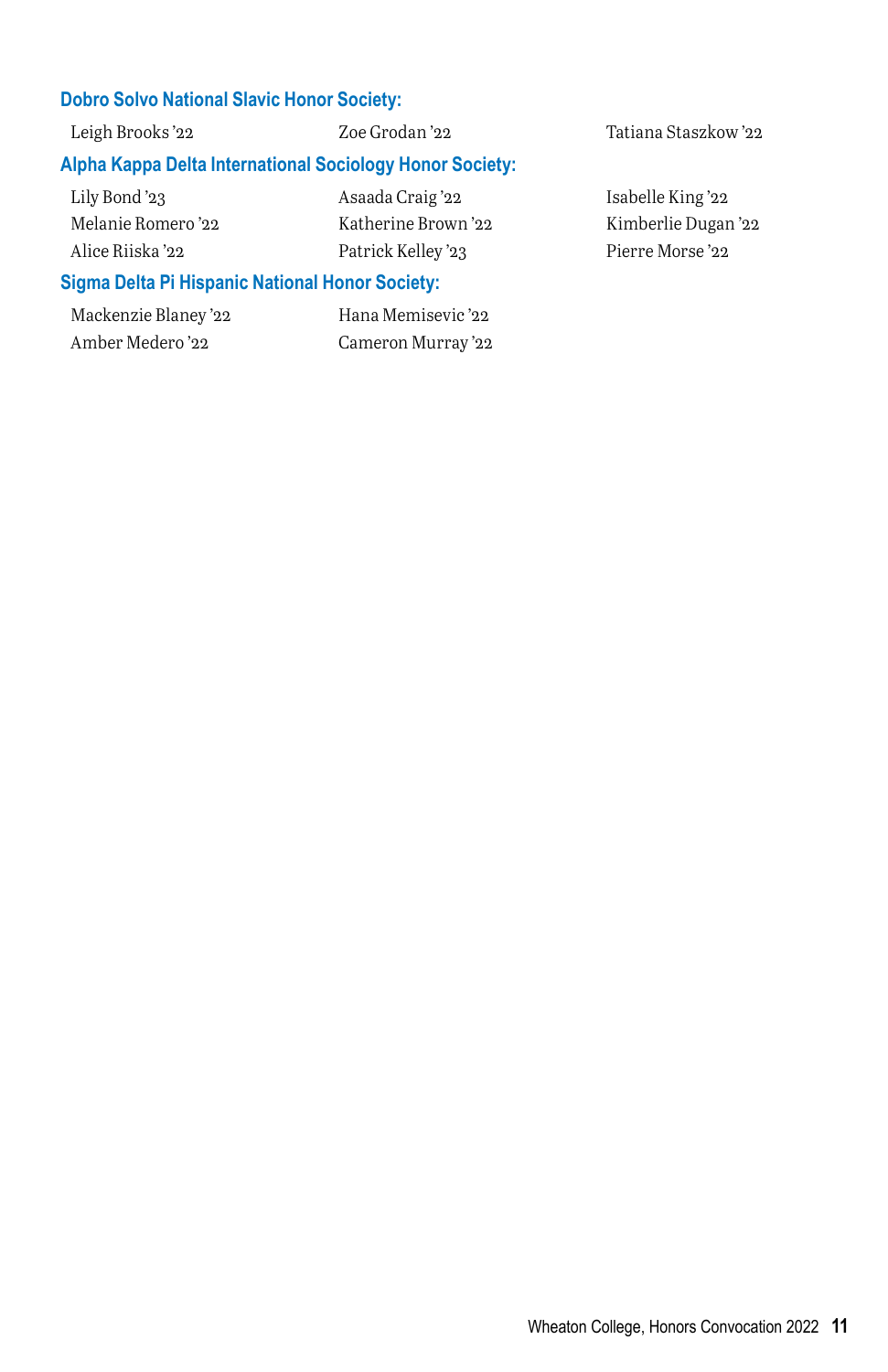### Dobro Solvo National Slavic Honor Society:

Leigh Brooks ’22
Zoe Grodan ’22
Tatiana Staszkow ’22

### Alpha Kappa Delta International Sociology Honor Society:

Lily Bond ’23
Asaada Craig ’22
Isabelle King ’22
Melanie Romero ’22
Katherine Brown ’22
Kimberlie Dugan ’22
Alice Riiska ’22
Patrick Kelley ’23
Pierre Morse ’22

### Sigma Delta Pi Hispanic National Honor Society:

Mackenzie Blaney ’22
Hana Memisevic ’22
Amber Medero ’22
Cameron Murray ’22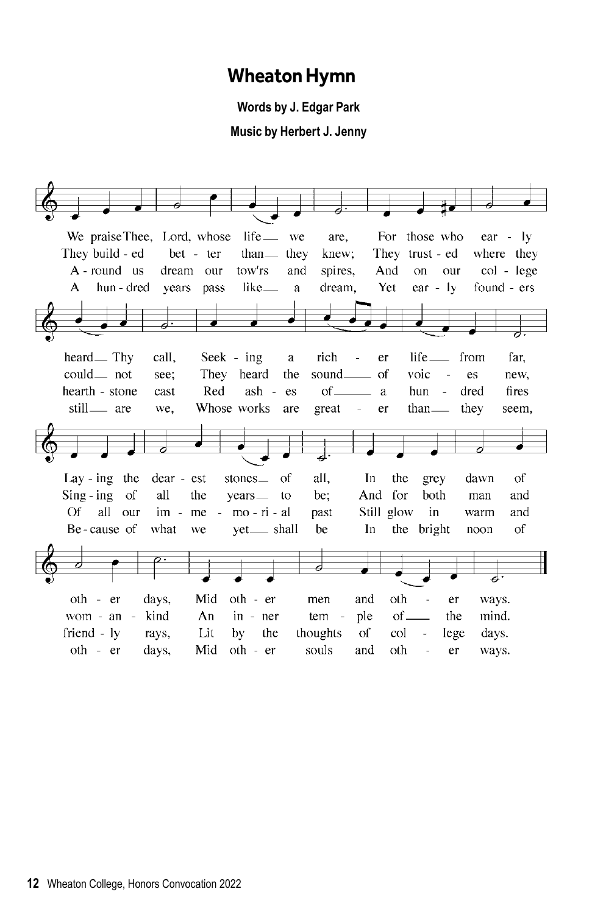# Wheaton Hymn

**Words by J. Edgar Park**

**Music by Herbert J. Jenny**

We praise Thee, Lord, whose life we are,
For those who early heard Thy call,
Seeking a richer life from far,
Laying the dearest stones of all,
In the grey dawn of other days,
Mid other men and other ways.

They builded better than they knew;
They trusted where they could not see;
They heard the sound of voices new,
Singing of all the years to be;
And for both man and womankind
An inner temple of the mind.

Around us dream our tow'rs and spires,
And on our college hearthstone cast
Red ashes of a hundred fires
Of all our immemorial past
Still glow in warm and friendly rays,
Lit by the thoughts of college days.

A hundred years pass like a dream,
Yet early founders still are we,
Whose works are greater than they seem,
Because of what we yet shall be
In the bright noon of other days,
Mid other souls and other ways.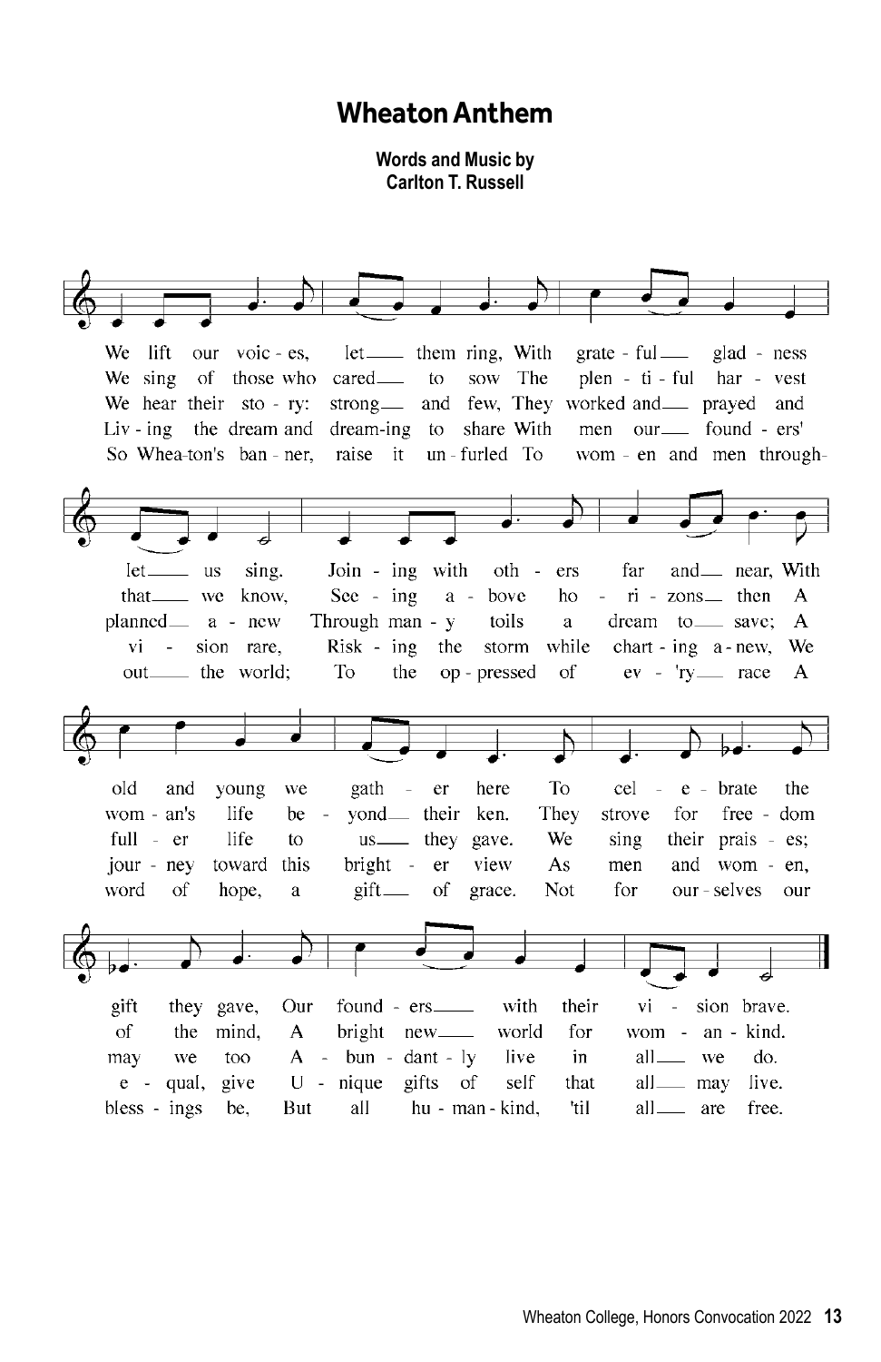# Wheaton Anthem

**Words and Music by**
**Carlton T. Russell**

1. We lift our voices, let them ring, With grateful gladness let us sing.
Joining with others far and near, With old and young we gather here
To celebrate the gift they gave, Our founders with their vision brave.

2. We sing of those who cared to sow The plentiful harvest that we know,
Seeing above horizons then A woman's life beyond their ken.
They strove for freedom of the mind, A bright new world for womankind.

3. We hear their story: strong and few, They worked and prayed and planned anew
Through many toils a dream to save; A fuller life to us they gave.
We sing their praises; may we too Abundantly live in all we do.

4. Living the dream and dreaming to share With men our founders' vision rare,
Risking the storm while charting anew, We journey toward this brighter view
As men and women, equal, give Unique gifts of self that all may live.

5. So Wheaton's banner, raise it unfurled To women and men throughout the world;
To the oppressed of ev'ry race A word of hope, a gift of grace.
Not for ourselves our blessings be, But all humankind, 'til all are free.